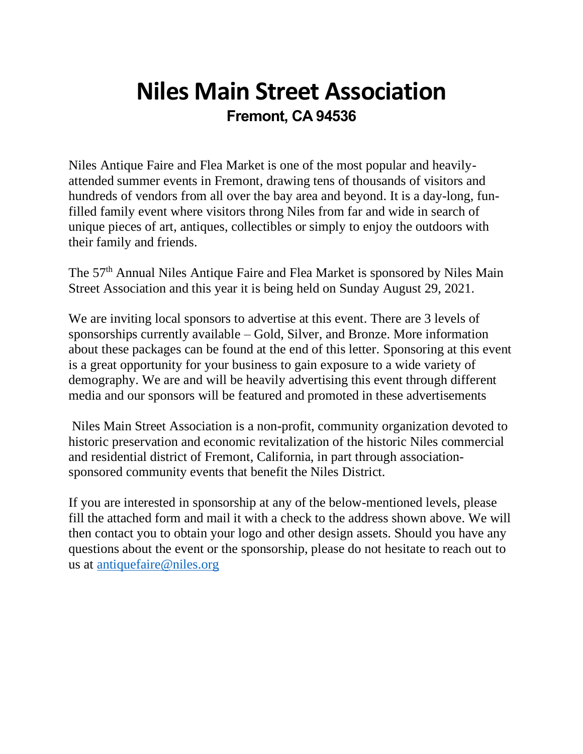# Niles Main Street Association

## Fremont, CA 94536

Niles Antique Faire and Flea Market is one of the most popular and heavily-attended summer events in Fremont, drawing tens of thousands of visitors and hundreds of vendors from all over the bay area and beyond. It is a day-long, fun-filled family event where visitors throng Niles from far and wide in search of unique pieces of art, antiques, collectibles or simply to enjoy the outdoors with their family and friends.

The 57th Annual Niles Antique Faire and Flea Market is sponsored by Niles Main Street Association and this year it is being held on Sunday August 29, 2021.

We are inviting local sponsors to advertise at this event. There are 3 levels of sponsorships currently available – Gold, Silver, and Bronze. More information about these packages can be found at the end of this letter. Sponsoring at this event is a great opportunity for your business to gain exposure to a wide variety of demography. We are and will be heavily advertising this event through different media and our sponsors will be featured and promoted in these advertisements

Niles Main Street Association is a non-profit, community organization devoted to historic preservation and economic revitalization of the historic Niles commercial and residential district of Fremont, California, in part through association-sponsored community events that benefit the Niles District.

If you are interested in sponsorship at any of the below-mentioned levels, please fill the attached form and mail it with a check to the address shown above. We will then contact you to obtain your logo and other design assets. Should you have any questions about the event or the sponsorship, please do not hesitate to reach out to us at antiquefaire@niles.org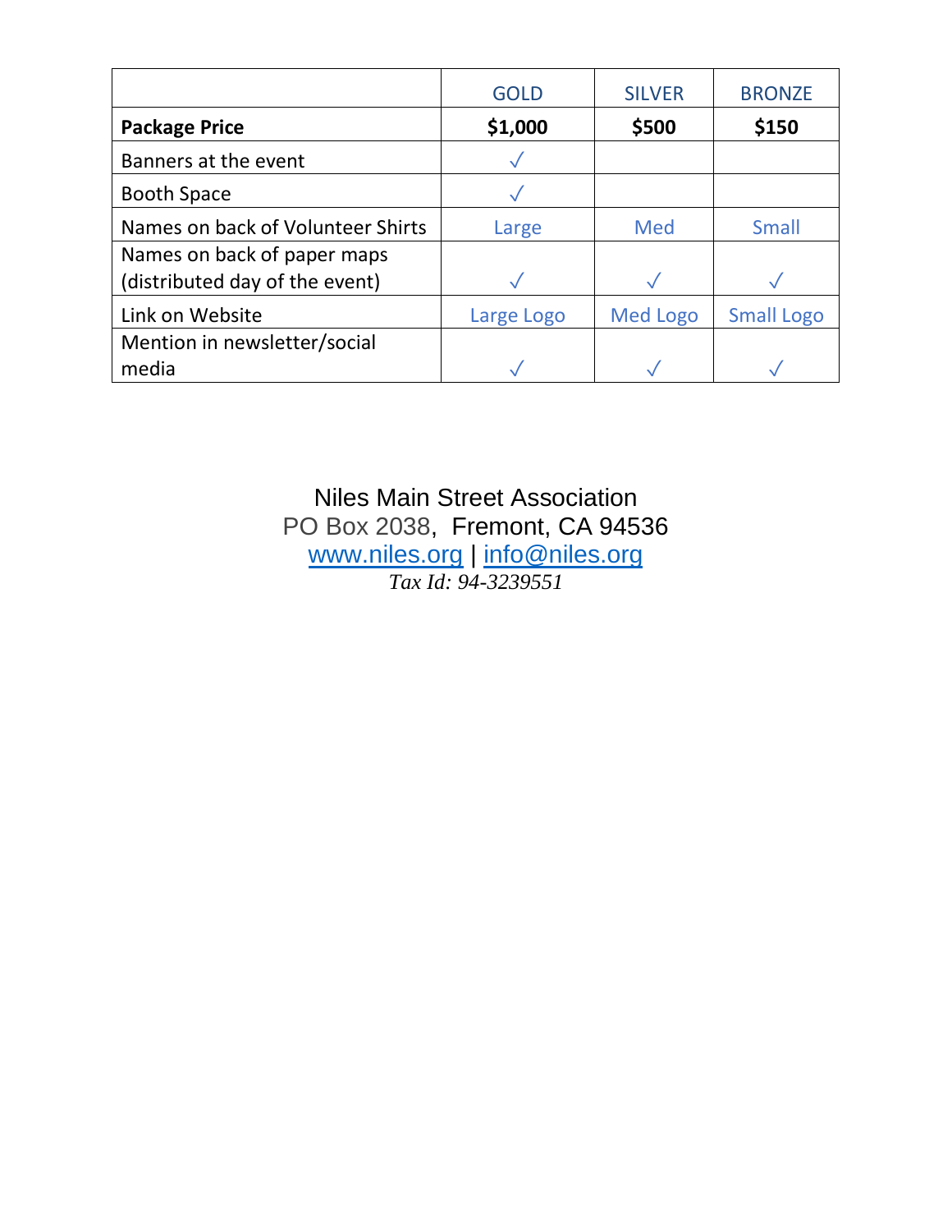| | GOLD | SILVER | BRONZE |
|---|---|---|---|
| **Package Price** | **$1,000** | **$500** | **$150** |
| Banners at the event | ✓ | | |
| Booth Space | ✓ | | |
| Names on back of Volunteer Shirts | Large | Med | Small |
| Names on back of paper maps (distributed day of the event) | ✓ | ✓ | ✓ |
| Link on Website | Large Logo | Med Logo | Small Logo |
| Mention in newsletter/social media | ✓ | ✓ | ✓ |

Niles Main Street Association
PO Box 2038, Fremont, CA 94536
www.niles.org | info@niles.org
*Tax Id: 94-3239551*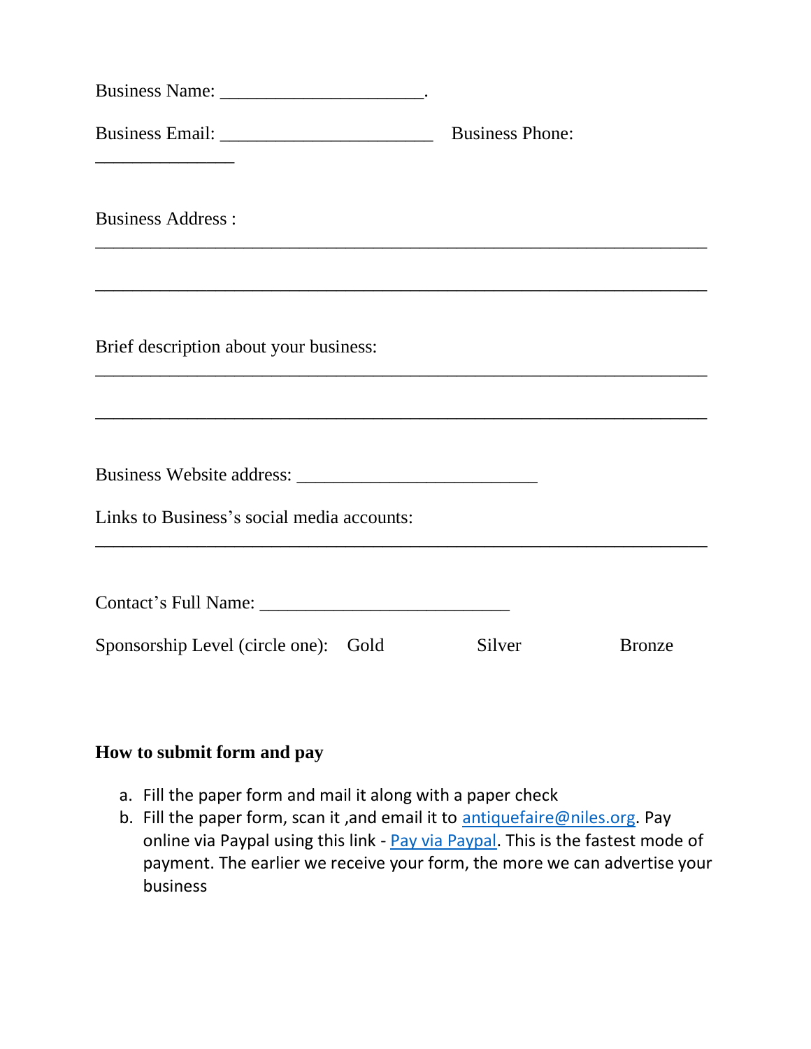Business Name: ______________________.

Business Email: _______________________ Business Phone: _______________

Business Address :

___________________________________________________________________

___________________________________________________________________

Brief description about your business:

___________________________________________________________________

___________________________________________________________________

Business Website address: __________________________

Links to Business's social media accounts:

___________________________________________________________________

Contact's Full Name: ___________________________

Sponsorship Level (circle one): Gold Silver Bronze

**How to submit form and pay**

a. Fill the paper form and mail it along with a paper check
b. Fill the paper form, scan it ,and email it to antiquefaire@niles.org. Pay online via Paypal using this link - Pay via Paypal. This is the fastest mode of payment. The earlier we receive your form, the more we can advertise your business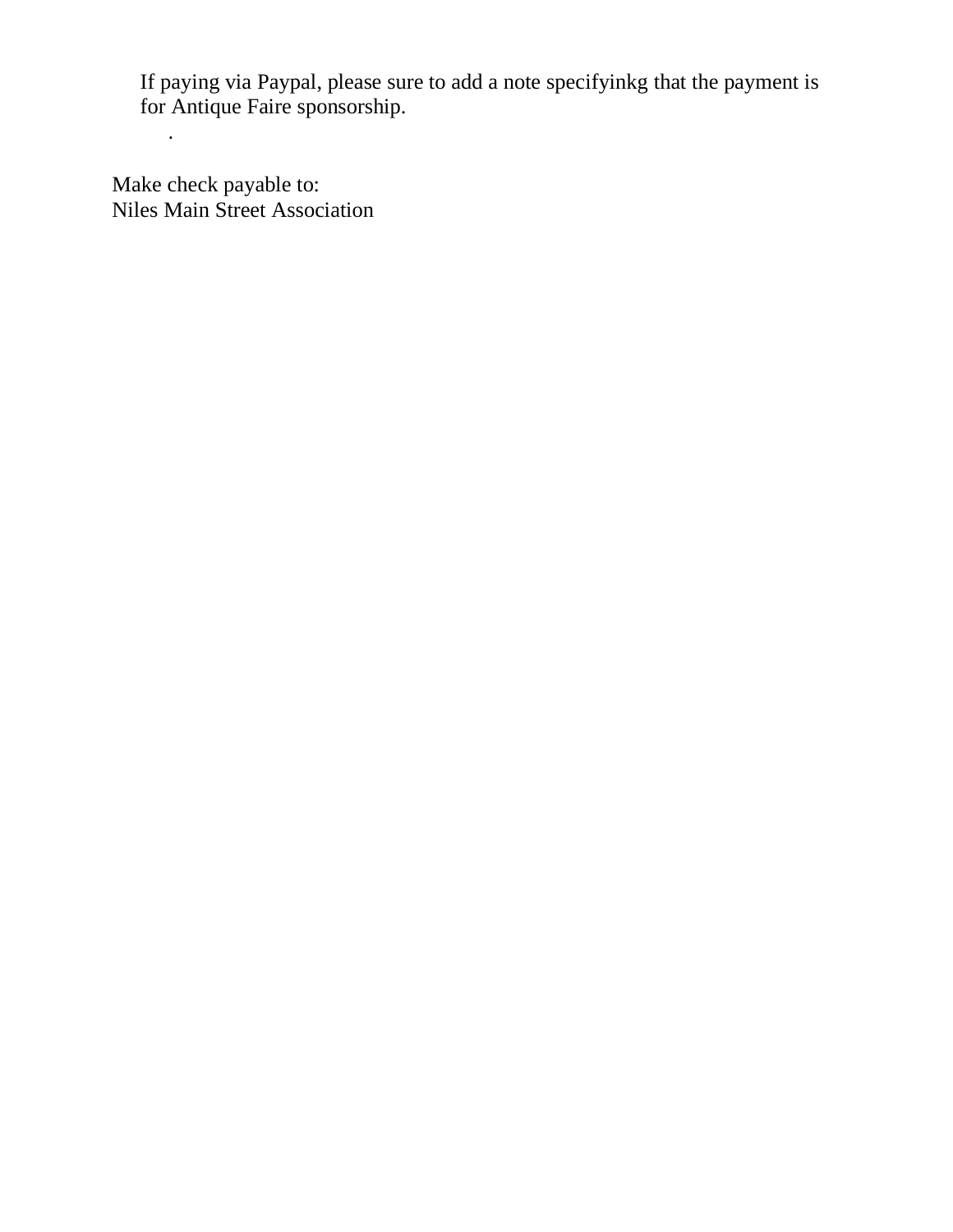If paying via Paypal, please sure to add a note specifyinkg that the payment is for Antique Faire sponsorship.

.

Make check payable to:
Niles Main Street Association